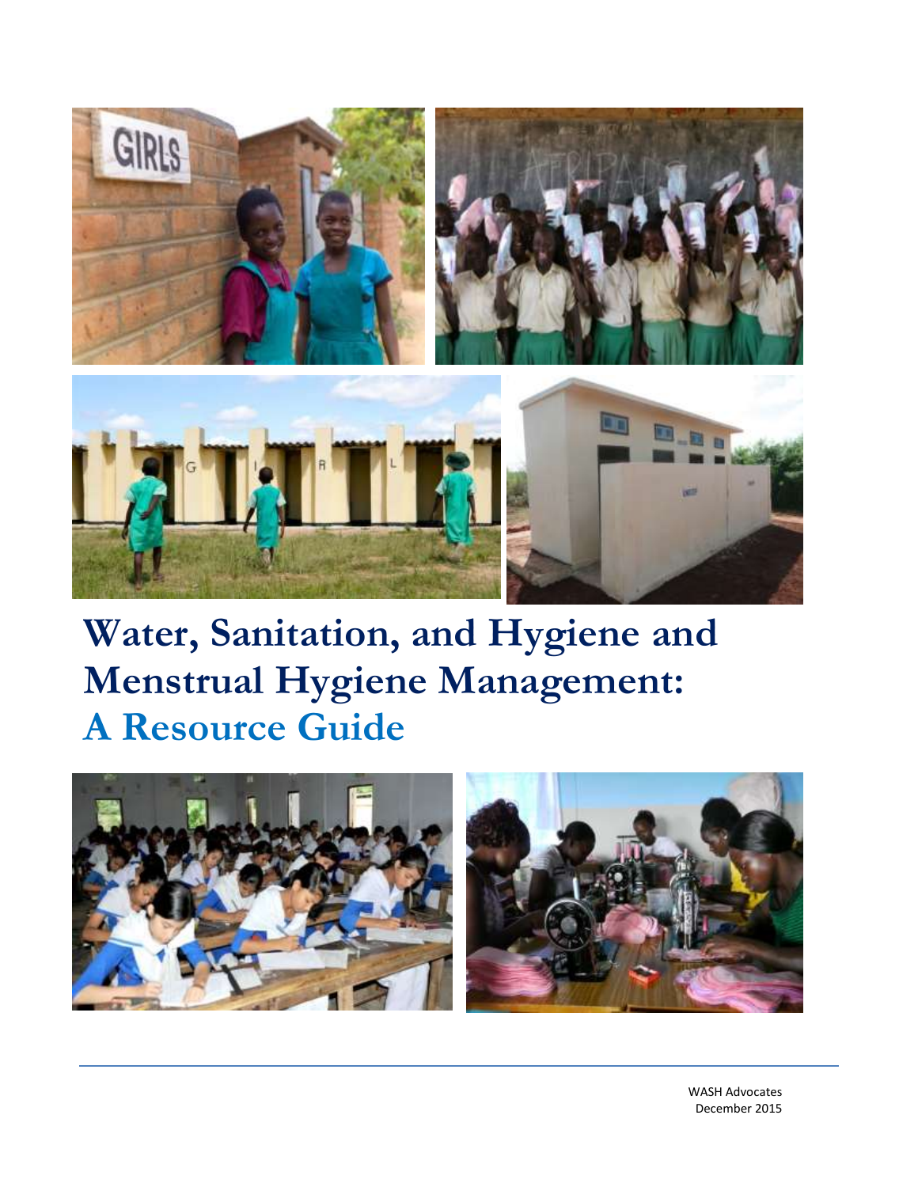# Water, Sanitation, and Hygiene and Menstrual Hygiene Management: A Resource Guide

WASH Advocates
December 2015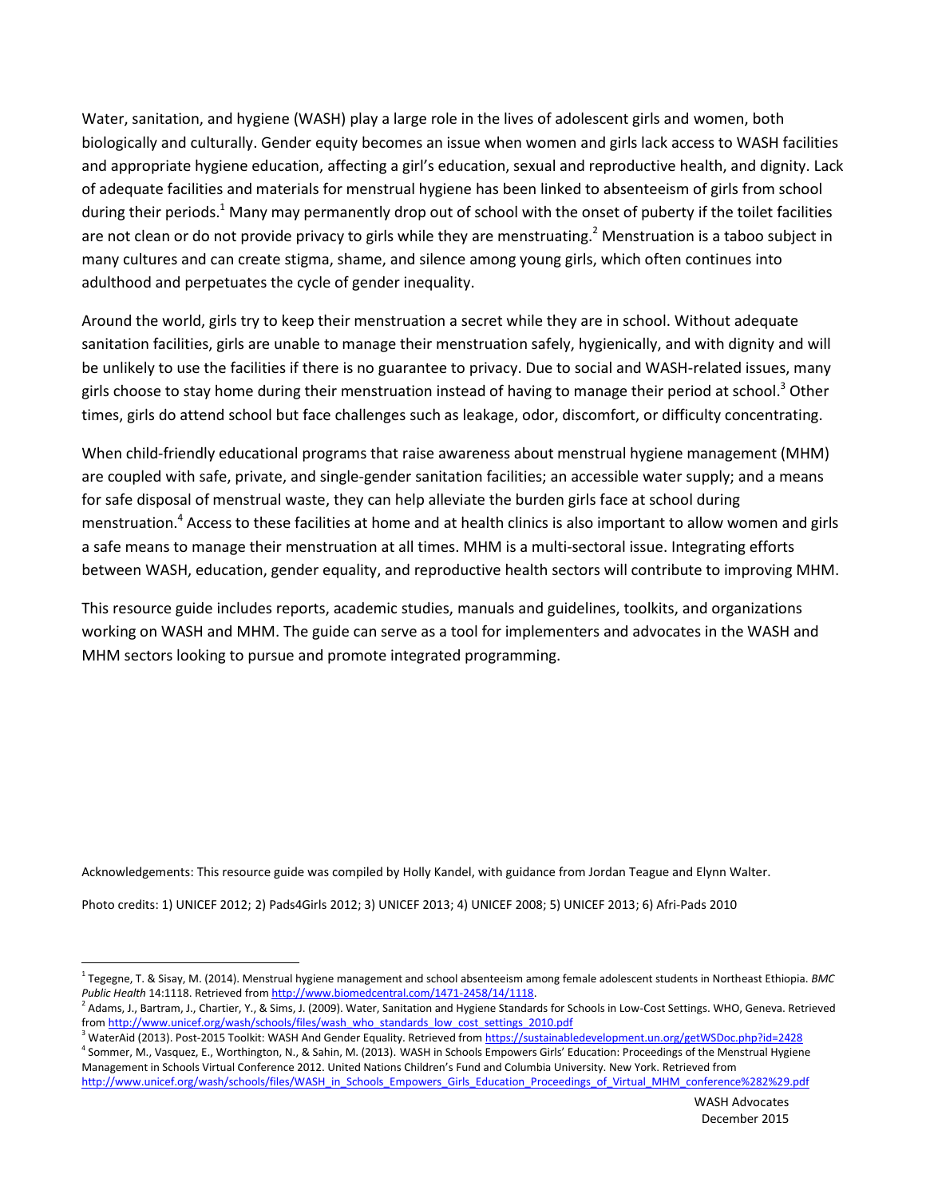Water, sanitation, and hygiene (WASH) play a large role in the lives of adolescent girls and women, both biologically and culturally. Gender equity becomes an issue when women and girls lack access to WASH facilities and appropriate hygiene education, affecting a girl's education, sexual and reproductive health, and dignity. Lack of adequate facilities and materials for menstrual hygiene has been linked to absenteeism of girls from school during their periods.[1] Many may permanently drop out of school with the onset of puberty if the toilet facilities are not clean or do not provide privacy to girls while they are menstruating.[2] Menstruation is a taboo subject in many cultures and can create stigma, shame, and silence among young girls, which often continues into adulthood and perpetuates the cycle of gender inequality.

Around the world, girls try to keep their menstruation a secret while they are in school. Without adequate sanitation facilities, girls are unable to manage their menstruation safely, hygienically, and with dignity and will be unlikely to use the facilities if there is no guarantee to privacy. Due to social and WASH-related issues, many girls choose to stay home during their menstruation instead of having to manage their period at school.[3] Other times, girls do attend school but face challenges such as leakage, odor, discomfort, or difficulty concentrating.

When child-friendly educational programs that raise awareness about menstrual hygiene management (MHM) are coupled with safe, private, and single-gender sanitation facilities; an accessible water supply; and a means for safe disposal of menstrual waste, they can help alleviate the burden girls face at school during menstruation.[4] Access to these facilities at home and at health clinics is also important to allow women and girls a safe means to manage their menstruation at all times. MHM is a multi-sectoral issue. Integrating efforts between WASH, education, gender equality, and reproductive health sectors will contribute to improving MHM.

This resource guide includes reports, academic studies, manuals and guidelines, toolkits, and organizations working on WASH and MHM. The guide can serve as a tool for implementers and advocates in the WASH and MHM sectors looking to pursue and promote integrated programming.

Acknowledgements: This resource guide was compiled by Holly Kandel, with guidance from Jordan Teague and Elynn Walter.

Photo credits: 1) UNICEF 2012; 2) Pads4Girls 2012; 3) UNICEF 2013; 4) UNICEF 2008; 5) UNICEF 2013; 6) Afri-Pads 2010

---

[1] Tegegne, T. & Sisay, M. (2014). Menstrual hygiene management and school absenteeism among female adolescent students in Northeast Ethiopia. *BMC Public Health* 14:1118. Retrieved from http://www.biomedcentral.com/1471-2458/14/1118.

[2] Adams, J., Bartram, J., Chartier, Y., & Sims, J. (2009). Water, Sanitation and Hygiene Standards for Schools in Low-Cost Settings. WHO, Geneva. Retrieved from http://www.unicef.org/wash/schools/files/wash_who_standards_low_cost_settings_2010.pdf

[3] WaterAid (2013). Post-2015 Toolkit: WASH And Gender Equality. Retrieved from https://sustainabledevelopment.un.org/getWSDoc.php?id=2428

[4] Sommer, M., Vasquez, E., Worthington, N., & Sahin, M. (2013). WASH in Schools Empowers Girls' Education: Proceedings of the Menstrual Hygiene Management in Schools Virtual Conference 2012. United Nations Children's Fund and Columbia University. New York. Retrieved from http://www.unicef.org/wash/schools/files/WASH_in_Schools_Empowers_Girls_Education_Proceedings_of_Virtual_MHM_conference%282%29.pdf

WASH Advocates
December 2015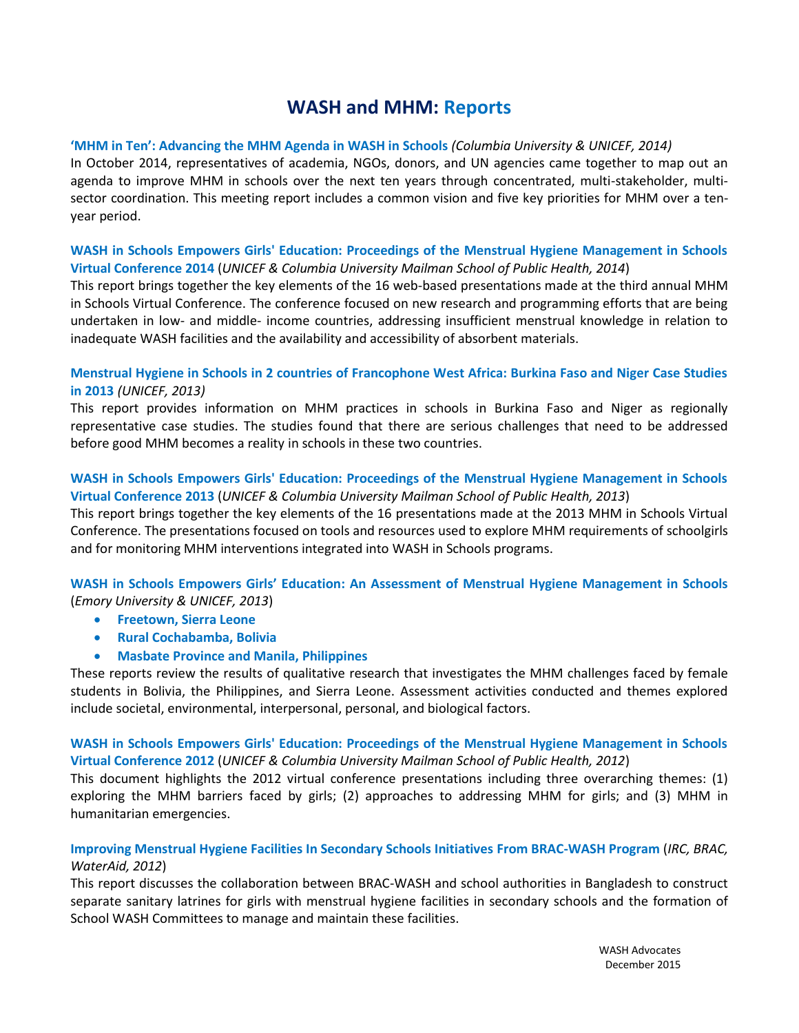# WASH and MHM: Reports

**'MHM in Ten': Advancing the MHM Agenda in WASH in Schools** *(Columbia University & UNICEF, 2014)*
In October 2014, representatives of academia, NGOs, donors, and UN agencies came together to map out an agenda to improve MHM in schools over the next ten years through concentrated, multi-stakeholder, multi-sector coordination. This meeting report includes a common vision and five key priorities for MHM over a ten-year period.

**WASH in Schools Empowers Girls' Education: Proceedings of the Menstrual Hygiene Management in Schools Virtual Conference 2014** (*UNICEF & Columbia University Mailman School of Public Health, 2014*)
This report brings together the key elements of the 16 web-based presentations made at the third annual MHM in Schools Virtual Conference. The conference focused on new research and programming efforts that are being undertaken in low- and middle- income countries, addressing insufficient menstrual knowledge in relation to inadequate WASH facilities and the availability and accessibility of absorbent materials.

**Menstrual Hygiene in Schools in 2 countries of Francophone West Africa: Burkina Faso and Niger Case Studies in 2013** *(UNICEF, 2013)*
This report provides information on MHM practices in schools in Burkina Faso and Niger as regionally representative case studies. The studies found that there are serious challenges that need to be addressed before good MHM becomes a reality in schools in these two countries.

**WASH in Schools Empowers Girls' Education: Proceedings of the Menstrual Hygiene Management in Schools Virtual Conference 2013** (*UNICEF & Columbia University Mailman School of Public Health, 2013*)
This report brings together the key elements of the 16 presentations made at the 2013 MHM in Schools Virtual Conference. The presentations focused on tools and resources used to explore MHM requirements of schoolgirls and for monitoring MHM interventions integrated into WASH in Schools programs.

**WASH in Schools Empowers Girls' Education: An Assessment of Menstrual Hygiene Management in Schools** (*Emory University & UNICEF, 2013*)

- **Freetown, Sierra Leone**
- **Rural Cochabamba, Bolivia**
- **Masbate Province and Manila, Philippines**

These reports review the results of qualitative research that investigates the MHM challenges faced by female students in Bolivia, the Philippines, and Sierra Leone. Assessment activities conducted and themes explored include societal, environmental, interpersonal, personal, and biological factors.

**WASH in Schools Empowers Girls' Education: Proceedings of the Menstrual Hygiene Management in Schools Virtual Conference 2012** (*UNICEF & Columbia University Mailman School of Public Health, 2012*)
This document highlights the 2012 virtual conference presentations including three overarching themes: (1) exploring the MHM barriers faced by girls; (2) approaches to addressing MHM for girls; and (3) MHM in humanitarian emergencies.

**Improving Menstrual Hygiene Facilities In Secondary Schools Initiatives From BRAC-WASH Program** (*IRC, BRAC, WaterAid, 2012*)
This report discusses the collaboration between BRAC-WASH and school authorities in Bangladesh to construct separate sanitary latrines for girls with menstrual hygiene facilities in secondary schools and the formation of School WASH Committees to manage and maintain these facilities.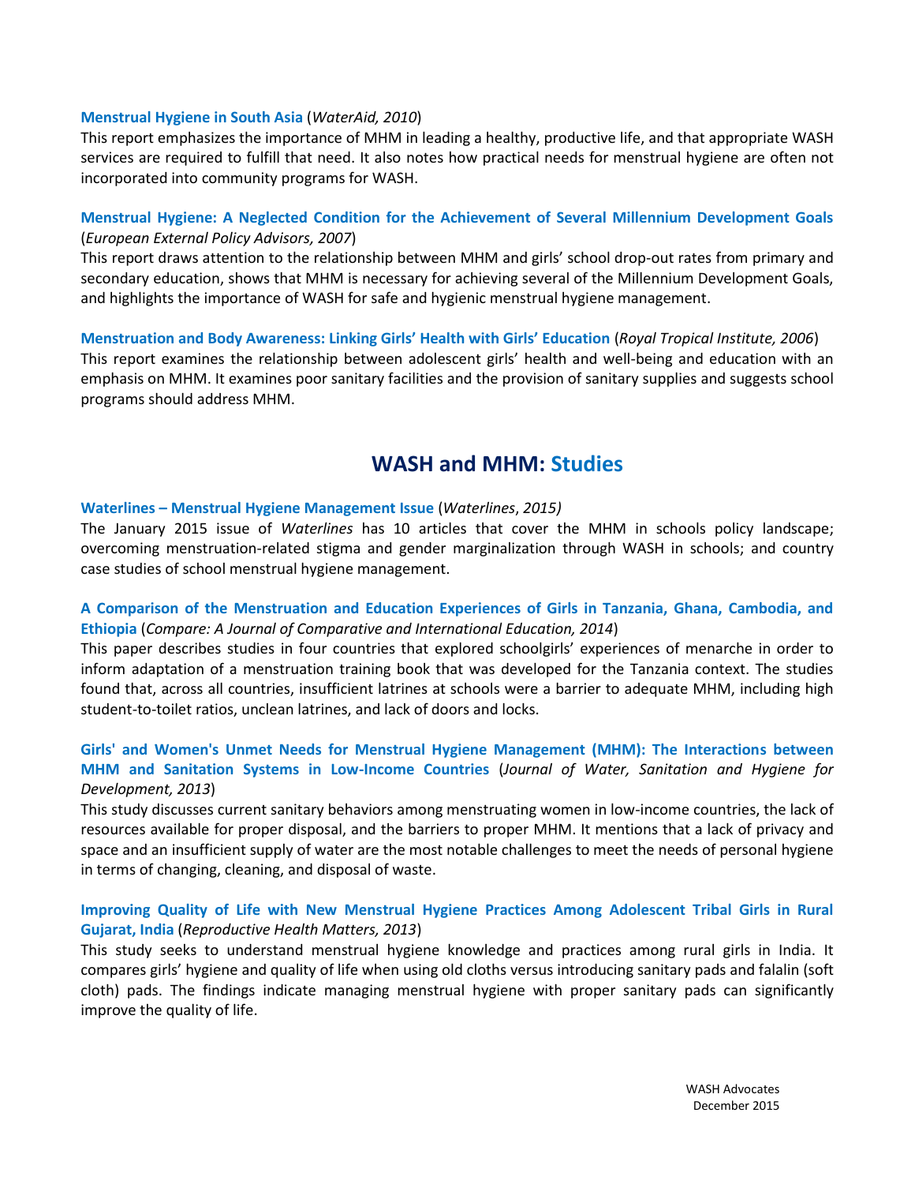**Menstrual Hygiene in South Asia** (*WaterAid, 2010*)
This report emphasizes the importance of MHM in leading a healthy, productive life, and that appropriate WASH services are required to fulfill that need. It also notes how practical needs for menstrual hygiene are often not incorporated into community programs for WASH.

**Menstrual Hygiene: A Neglected Condition for the Achievement of Several Millennium Development Goals** (*European External Policy Advisors, 2007*)
This report draws attention to the relationship between MHM and girls' school drop-out rates from primary and secondary education, shows that MHM is necessary for achieving several of the Millennium Development Goals, and highlights the importance of WASH for safe and hygienic menstrual hygiene management.

**Menstruation and Body Awareness: Linking Girls' Health with Girls' Education** (*Royal Tropical Institute, 2006*)
This report examines the relationship between adolescent girls' health and well-being and education with an emphasis on MHM. It examines poor sanitary facilities and the provision of sanitary supplies and suggests school programs should address MHM.

## WASH and MHM: Studies

**Waterlines – Menstrual Hygiene Management Issue** (*Waterlines*, *2015)*
The January 2015 issue of *Waterlines* has 10 articles that cover the MHM in schools policy landscape; overcoming menstruation-related stigma and gender marginalization through WASH in schools; and country case studies of school menstrual hygiene management.

**A Comparison of the Menstruation and Education Experiences of Girls in Tanzania, Ghana, Cambodia, and Ethiopia** (*Compare: A Journal of Comparative and International Education, 2014*)
This paper describes studies in four countries that explored schoolgirls' experiences of menarche in order to inform adaptation of a menstruation training book that was developed for the Tanzania context. The studies found that, across all countries, insufficient latrines at schools were a barrier to adequate MHM, including high student-to-toilet ratios, unclean latrines, and lack of doors and locks.

**Girls' and Women's Unmet Needs for Menstrual Hygiene Management (MHM): The Interactions between MHM and Sanitation Systems in Low-Income Countries** (*Journal of Water, Sanitation and Hygiene for Development, 2013*)
This study discusses current sanitary behaviors among menstruating women in low-income countries, the lack of resources available for proper disposal, and the barriers to proper MHM. It mentions that a lack of privacy and space and an insufficient supply of water are the most notable challenges to meet the needs of personal hygiene in terms of changing, cleaning, and disposal of waste.

**Improving Quality of Life with New Menstrual Hygiene Practices Among Adolescent Tribal Girls in Rural Gujarat, India** (*Reproductive Health Matters, 2013*)
This study seeks to understand menstrual hygiene knowledge and practices among rural girls in India. It compares girls' hygiene and quality of life when using old cloths versus introducing sanitary pads and falalin (soft cloth) pads. The findings indicate managing menstrual hygiene with proper sanitary pads can significantly improve the quality of life.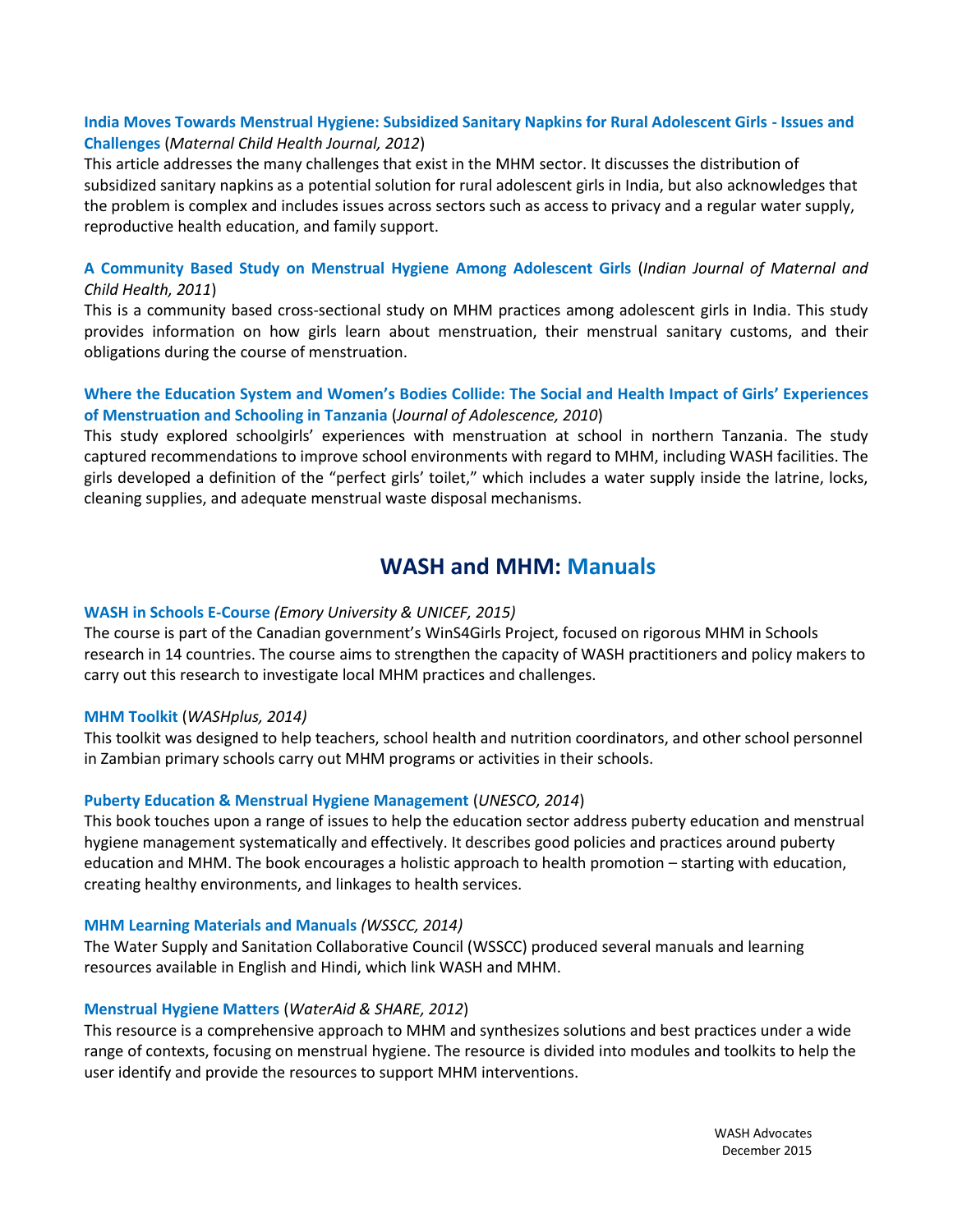**India Moves Towards Menstrual Hygiene: Subsidized Sanitary Napkins for Rural Adolescent Girls - Issues and Challenges** (*Maternal Child Health Journal, 2012*)
This article addresses the many challenges that exist in the MHM sector. It discusses the distribution of subsidized sanitary napkins as a potential solution for rural adolescent girls in India, but also acknowledges that the problem is complex and includes issues across sectors such as access to privacy and a regular water supply, reproductive health education, and family support.

**A Community Based Study on Menstrual Hygiene Among Adolescent Girls** (*Indian Journal of Maternal and Child Health, 2011*)
This is a community based cross-sectional study on MHM practices among adolescent girls in India. This study provides information on how girls learn about menstruation, their menstrual sanitary customs, and their obligations during the course of menstruation.

**Where the Education System and Women's Bodies Collide: The Social and Health Impact of Girls' Experiences of Menstruation and Schooling in Tanzania** (*Journal of Adolescence, 2010*)
This study explored schoolgirls' experiences with menstruation at school in northern Tanzania. The study captured recommendations to improve school environments with regard to MHM, including WASH facilities. The girls developed a definition of the "perfect girls' toilet," which includes a water supply inside the latrine, locks, cleaning supplies, and adequate menstrual waste disposal mechanisms.

## WASH and MHM: Manuals

**WASH in Schools E-Course** *(Emory University & UNICEF, 2015)*
The course is part of the Canadian government's WinS4Girls Project, focused on rigorous MHM in Schools research in 14 countries. The course aims to strengthen the capacity of WASH practitioners and policy makers to carry out this research to investigate local MHM practices and challenges.

**MHM Toolkit** (*WASHplus, 2014)*
This toolkit was designed to help teachers, school health and nutrition coordinators, and other school personnel in Zambian primary schools carry out MHM programs or activities in their schools.

**Puberty Education & Menstrual Hygiene Management** (*UNESCO, 2014*)
This book touches upon a range of issues to help the education sector address puberty education and menstrual hygiene management systematically and effectively. It describes good policies and practices around puberty education and MHM. The book encourages a holistic approach to health promotion – starting with education, creating healthy environments, and linkages to health services.

**MHM Learning Materials and Manuals** *(WSSCC, 2014)*
The Water Supply and Sanitation Collaborative Council (WSSCC) produced several manuals and learning resources available in English and Hindi, which link WASH and MHM.

**Menstrual Hygiene Matters** (*WaterAid & SHARE, 2012*)
This resource is a comprehensive approach to MHM and synthesizes solutions and best practices under a wide range of contexts, focusing on menstrual hygiene. The resource is divided into modules and toolkits to help the user identify and provide the resources to support MHM interventions.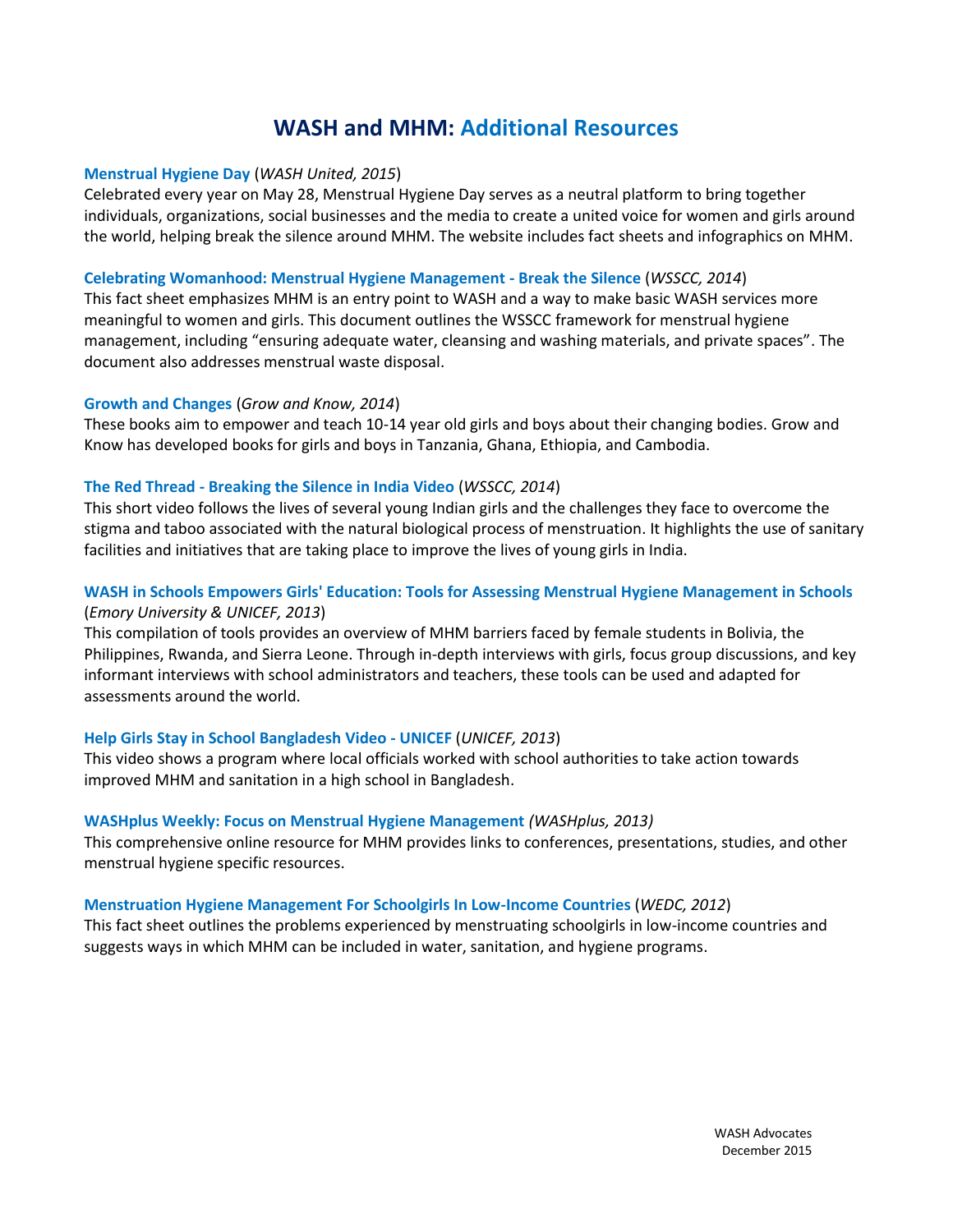# WASH and MHM: Additional Resources

**Menstrual Hygiene Day** (*WASH United, 2015*)
Celebrated every year on May 28, Menstrual Hygiene Day serves as a neutral platform to bring together individuals, organizations, social businesses and the media to create a united voice for women and girls around the world, helping break the silence around MHM. The website includes fact sheets and infographics on MHM.

**Celebrating Womanhood: Menstrual Hygiene Management - Break the Silence** (*WSSCC, 2014*)
This fact sheet emphasizes MHM is an entry point to WASH and a way to make basic WASH services more meaningful to women and girls. This document outlines the WSSCC framework for menstrual hygiene management, including "ensuring adequate water, cleansing and washing materials, and private spaces". The document also addresses menstrual waste disposal.

**Growth and Changes** (*Grow and Know, 2014*)
These books aim to empower and teach 10-14 year old girls and boys about their changing bodies. Grow and Know has developed books for girls and boys in Tanzania, Ghana, Ethiopia, and Cambodia.

**The Red Thread - Breaking the Silence in India Video** (*WSSCC, 2014*)
This short video follows the lives of several young Indian girls and the challenges they face to overcome the stigma and taboo associated with the natural biological process of menstruation. It highlights the use of sanitary facilities and initiatives that are taking place to improve the lives of young girls in India.

**WASH in Schools Empowers Girls' Education: Tools for Assessing Menstrual Hygiene Management in Schools** (*Emory University & UNICEF, 2013*)
This compilation of tools provides an overview of MHM barriers faced by female students in Bolivia, the Philippines, Rwanda, and Sierra Leone. Through in-depth interviews with girls, focus group discussions, and key informant interviews with school administrators and teachers, these tools can be used and adapted for assessments around the world.

**Help Girls Stay in School Bangladesh Video - UNICEF** (*UNICEF, 2013*)
This video shows a program where local officials worked with school authorities to take action towards improved MHM and sanitation in a high school in Bangladesh.

**WASHplus Weekly: Focus on Menstrual Hygiene Management** *(WASHplus, 2013)*
This comprehensive online resource for MHM provides links to conferences, presentations, studies, and other menstrual hygiene specific resources.

**Menstruation Hygiene Management For Schoolgirls In Low-Income Countries** (*WEDC, 2012*)
This fact sheet outlines the problems experienced by menstruating schoolgirls in low-income countries and suggests ways in which MHM can be included in water, sanitation, and hygiene programs.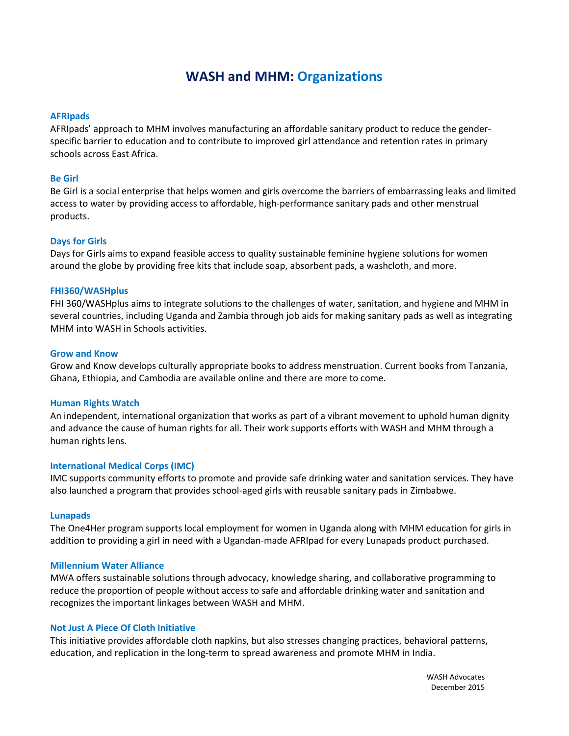# WASH and MHM: Organizations

### AFRIpads

AFRIpads' approach to MHM involves manufacturing an affordable sanitary product to reduce the gender-specific barrier to education and to contribute to improved girl attendance and retention rates in primary schools across East Africa.

### Be Girl

Be Girl is a social enterprise that helps women and girls overcome the barriers of embarrassing leaks and limited access to water by providing access to affordable, high-performance sanitary pads and other menstrual products.

### Days for Girls

Days for Girls aims to expand feasible access to quality sustainable feminine hygiene solutions for women around the globe by providing free kits that include soap, absorbent pads, a washcloth, and more.

### FHI360/WASHplus

FHI 360/WASHplus aims to integrate solutions to the challenges of water, sanitation, and hygiene and MHM in several countries, including Uganda and Zambia through job aids for making sanitary pads as well as integrating MHM into WASH in Schools activities.

### Grow and Know

Grow and Know develops culturally appropriate books to address menstruation. Current books from Tanzania, Ghana, Ethiopia, and Cambodia are available online and there are more to come.

### Human Rights Watch

An independent, international organization that works as part of a vibrant movement to uphold human dignity and advance the cause of human rights for all. Their work supports efforts with WASH and MHM through a human rights lens.

### International Medical Corps (IMC)

IMC supports community efforts to promote and provide safe drinking water and sanitation services. They have also launched a program that provides school-aged girls with reusable sanitary pads in Zimbabwe.

### Lunapads

The One4Her program supports local employment for women in Uganda along with MHM education for girls in addition to providing a girl in need with a Ugandan-made AFRIpad for every Lunapads product purchased.

### Millennium Water Alliance

MWA offers sustainable solutions through advocacy, knowledge sharing, and collaborative programming to reduce the proportion of people without access to safe and affordable drinking water and sanitation and recognizes the important linkages between WASH and MHM.

### Not Just A Piece Of Cloth Initiative

This initiative provides affordable cloth napkins, but also stresses changing practices, behavioral patterns, education, and replication in the long-term to spread awareness and promote MHM in India.

WASH Advocates
December 2015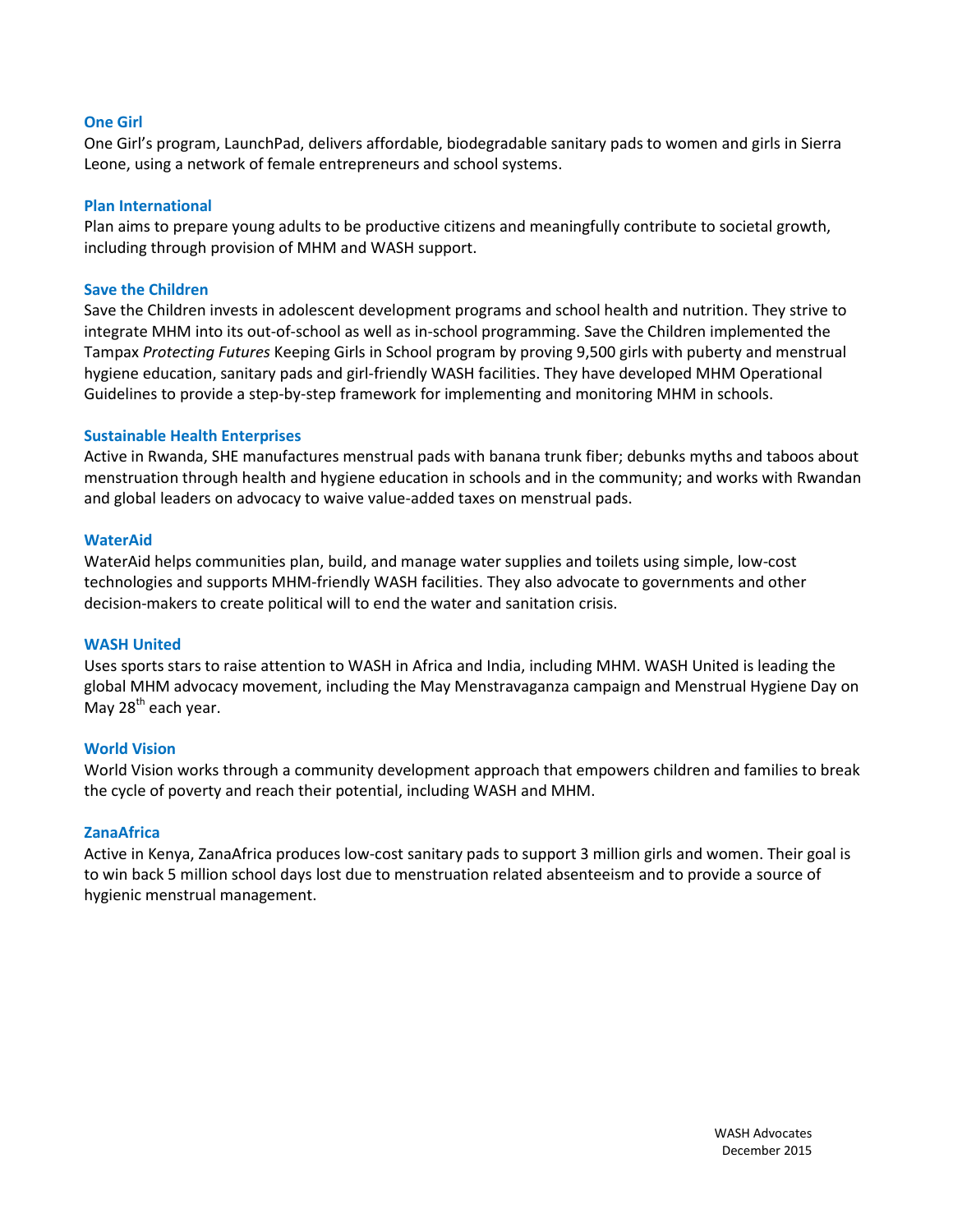### One Girl

One Girl's program, LaunchPad, delivers affordable, biodegradable sanitary pads to women and girls in Sierra Leone, using a network of female entrepreneurs and school systems.

### Plan International

Plan aims to prepare young adults to be productive citizens and meaningfully contribute to societal growth, including through provision of MHM and WASH support.

### Save the Children

Save the Children invests in adolescent development programs and school health and nutrition. They strive to integrate MHM into its out-of-school as well as in-school programming. Save the Children implemented the Tampax *Protecting Futures* Keeping Girls in School program by proving 9,500 girls with puberty and menstrual hygiene education, sanitary pads and girl-friendly WASH facilities. They have developed MHM Operational Guidelines to provide a step-by-step framework for implementing and monitoring MHM in schools.

### Sustainable Health Enterprises

Active in Rwanda, SHE manufactures menstrual pads with banana trunk fiber; debunks myths and taboos about menstruation through health and hygiene education in schools and in the community; and works with Rwandan and global leaders on advocacy to waive value-added taxes on menstrual pads.

### WaterAid

WaterAid helps communities plan, build, and manage water supplies and toilets using simple, low-cost technologies and supports MHM-friendly WASH facilities. They also advocate to governments and other decision-makers to create political will to end the water and sanitation crisis.

### WASH United

Uses sports stars to raise attention to WASH in Africa and India, including MHM. WASH United is leading the global MHM advocacy movement, including the May Menstravaganza campaign and Menstrual Hygiene Day on May 28th each year.

### World Vision

World Vision works through a community development approach that empowers children and families to break the cycle of poverty and reach their potential, including WASH and MHM.

### ZanaAfrica

Active in Kenya, ZanaAfrica produces low-cost sanitary pads to support 3 million girls and women. Their goal is to win back 5 million school days lost due to menstruation related absenteeism and to provide a source of hygienic menstrual management.